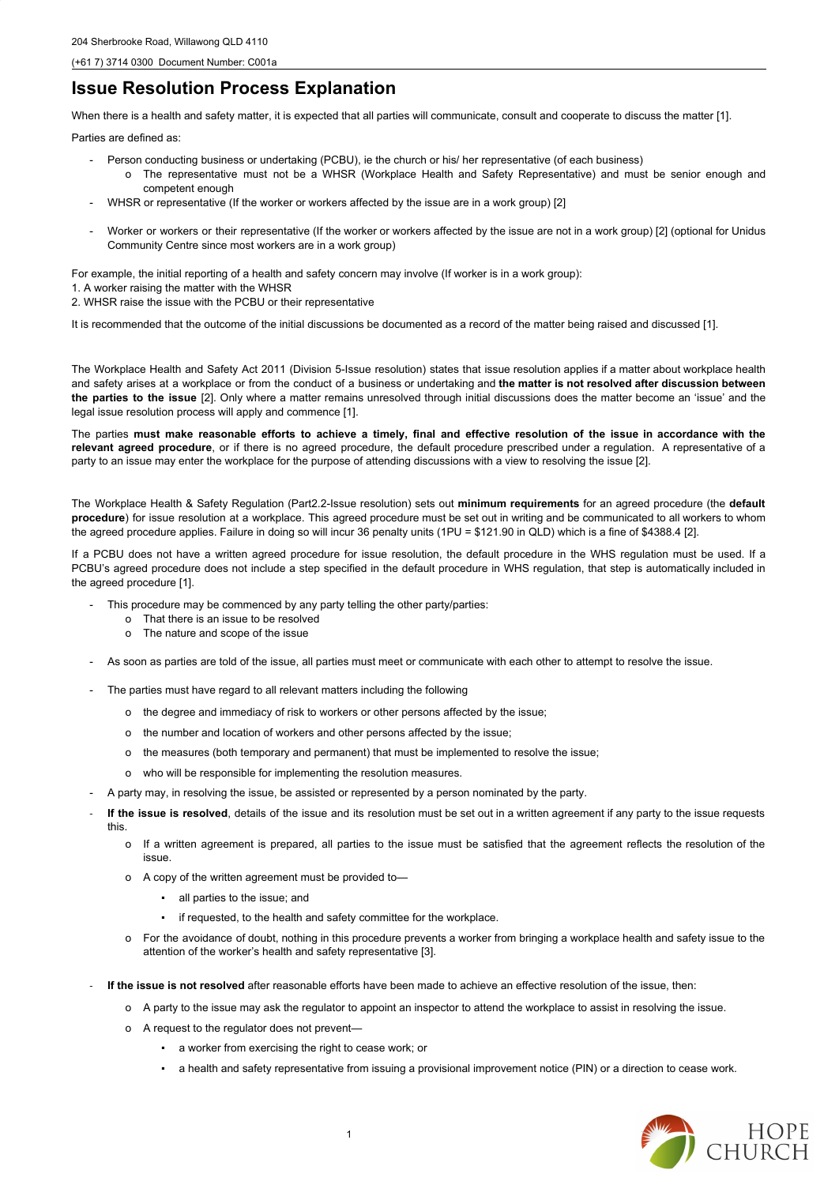204 Sherbrooke Road, Willawong QLD 4110

(+61 7) 3714 0300 Document Number: C001a

# Issue Resolution Process Explanation

When there is a health and safety matter, it is expected that all parties will communicate, consult and cooperate to discuss the matter [1].

Parties are defined as:

- Person conducting business or undertaking (PCBU), ie the church or his/ her representative (of each business)
  - The representative must not be a WHSR (Workplace Health and Safety Representative) and must be senior enough and competent enough
- WHSR or representative (If the worker or workers affected by the issue are in a work group) [2]
- Worker or workers or their representative (If the worker or workers affected by the issue are not in a work group) [2] (optional for Unidus Community Centre since most workers are in a work group)

For example, the initial reporting of a health and safety concern may involve (If worker is in a work group):

1. A worker raising the matter with the WHSR
2. WHSR raise the issue with the PCBU or their representative

It is recommended that the outcome of the initial discussions be documented as a record of the matter being raised and discussed [1].

The Workplace Health and Safety Act 2011 (Division 5-Issue resolution) states that issue resolution applies if a matter about workplace health and safety arises at a workplace or from the conduct of a business or undertaking and **the matter is not resolved after discussion between the parties to the issue** [2]. Only where a matter remains unresolved through initial discussions does the matter become an 'issue' and the legal issue resolution process will apply and commence [1].

The parties **must make reasonable efforts to achieve a timely, final and effective resolution of the issue in accordance with the relevant agreed procedure**, or if there is no agreed procedure, the default procedure prescribed under a regulation. A representative of a party to an issue may enter the workplace for the purpose of attending discussions with a view to resolving the issue [2].

The Workplace Health & Safety Regulation (Part2.2-Issue resolution) sets out **minimum requirements** for an agreed procedure (the **default procedure**) for issue resolution at a workplace. This agreed procedure must be set out in writing and be communicated to all workers to whom the agreed procedure applies. Failure in doing so will incur 36 penalty units (1PU = $121.90 in QLD) which is a fine of $4388.4 [2].

If a PCBU does not have a written agreed procedure for issue resolution, the default procedure in the WHS regulation must be used. If a PCBU's agreed procedure does not include a step specified in the default procedure in WHS regulation, that step is automatically included in the agreed procedure [1].

- This procedure may be commenced by any party telling the other party/parties:
  - That there is an issue to be resolved
  - The nature and scope of the issue
- As soon as parties are told of the issue, all parties must meet or communicate with each other to attempt to resolve the issue.
- The parties must have regard to all relevant matters including the following
  - the degree and immediacy of risk to workers or other persons affected by the issue;
  - the number and location of workers and other persons affected by the issue;
  - the measures (both temporary and permanent) that must be implemented to resolve the issue;
  - who will be responsible for implementing the resolution measures.
- A party may, in resolving the issue, be assisted or represented by a person nominated by the party.
- **If the issue is resolved**, details of the issue and its resolution must be set out in a written agreement if any party to the issue requests this.
  - If a written agreement is prepared, all parties to the issue must be satisfied that the agreement reflects the resolution of the issue.
  - A copy of the written agreement must be provided to—
    - all parties to the issue; and
    - if requested, to the health and safety committee for the workplace.
  - For the avoidance of doubt, nothing in this procedure prevents a worker from bringing a workplace health and safety issue to the attention of the worker's health and safety representative [3].
- **If the issue is not resolved** after reasonable efforts have been made to achieve an effective resolution of the issue, then:
  - A party to the issue may ask the regulator to appoint an inspector to attend the workplace to assist in resolving the issue.
  - A request to the regulator does not prevent—
    - a worker from exercising the right to cease work; or
    - a health and safety representative from issuing a provisional improvement notice (PIN) or a direction to cease work.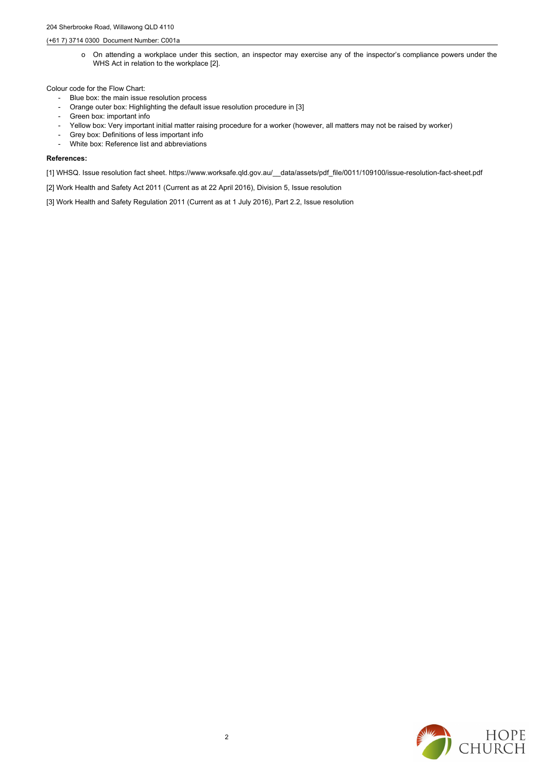- On attending a workplace under this section, an inspector may exercise any of the inspector's compliance powers under the WHS Act in relation to the workplace [2].

Colour code for the Flow Chart:

- Blue box: the main issue resolution process
- Orange outer box: Highlighting the default issue resolution procedure in [3]
- Green box: important info
- Yellow box: Very important initial matter raising procedure for a worker (however, all matters may not be raised by worker)
- Grey box: Definitions of less important info
- White box: Reference list and abbreviations

**References:**

[1] WHSQ. Issue resolution fact sheet. https://www.worksafe.qld.gov.au/__data/assets/pdf_file/0011/109100/issue-resolution-fact-sheet.pdf

[2] Work Health and Safety Act 2011 (Current as at 22 April 2016), Division 5, Issue resolution

[3] Work Health and Safety Regulation 2011 (Current as at 1 July 2016), Part 2.2, Issue resolution